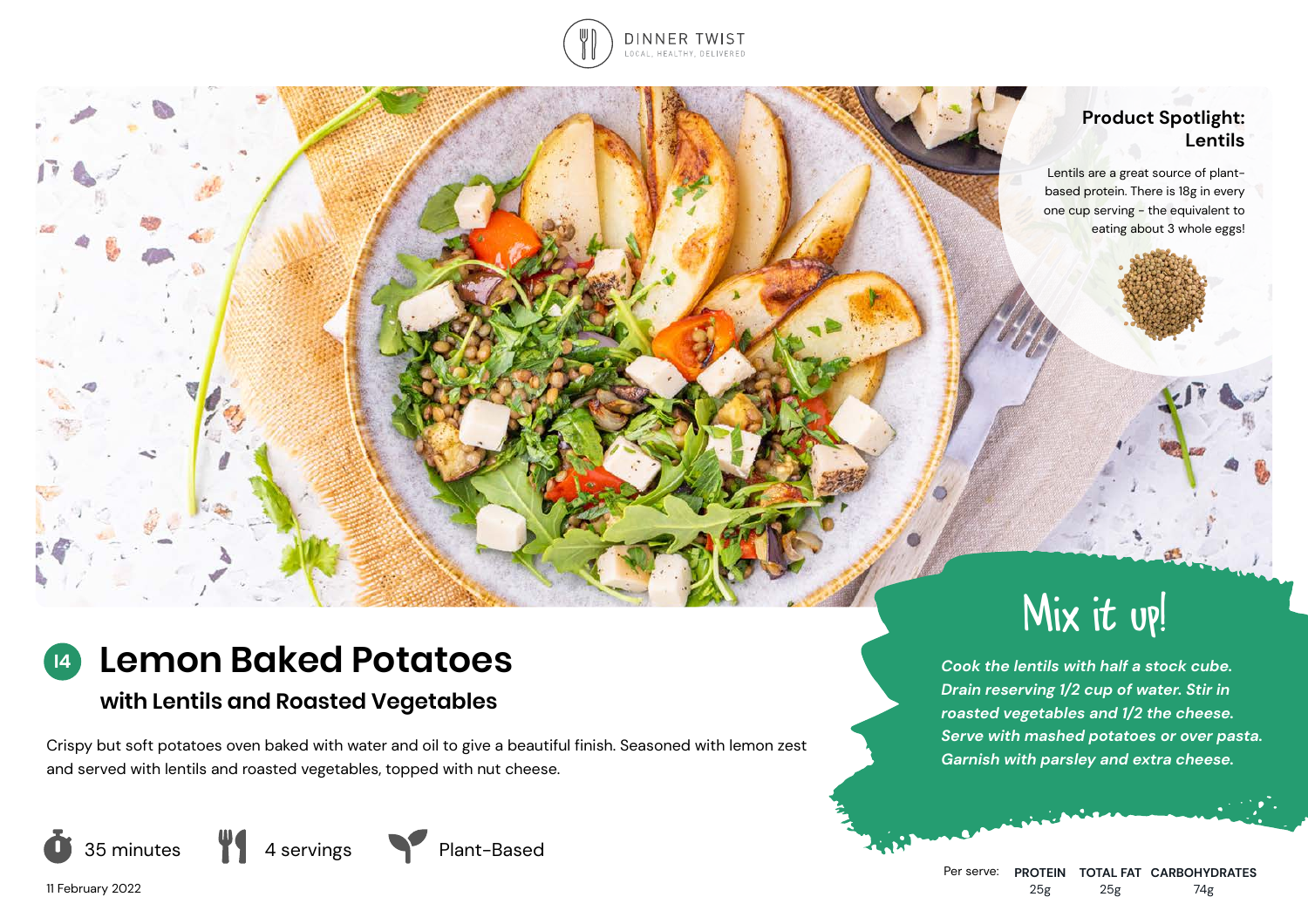DINNER TWIST
LOCAL, HEALTHY, DELIVERED

### Product Spotlight: Lentils

Lentils are a great source of plant-based protein. There is 18g in every one cup serving - the equivalent to eating about 3 whole eggs!

# 14 Lemon Baked Potatoes

## with Lentils and Roasted Vegetables

Crispy but soft potatoes oven baked with water and oil to give a beautiful finish. Seasoned with lemon zest and served with lentils and roasted vegetables, topped with nut cheese.

35 minutes | 4 servings | Plant-Based

11 February 2022

### Mix it up!

*Cook the lentils with half a stock cube. Drain reserving 1/2 cup of water. Stir in roasted vegetables and 1/2 the cheese. Serve with mashed potatoes or over pasta. Garnish with parsley and extra cheese.*

| Per serve: | PROTEIN | TOTAL FAT | CARBOHYDRATES |
|---|---|---|---|
| | 25g | 25g | 74g |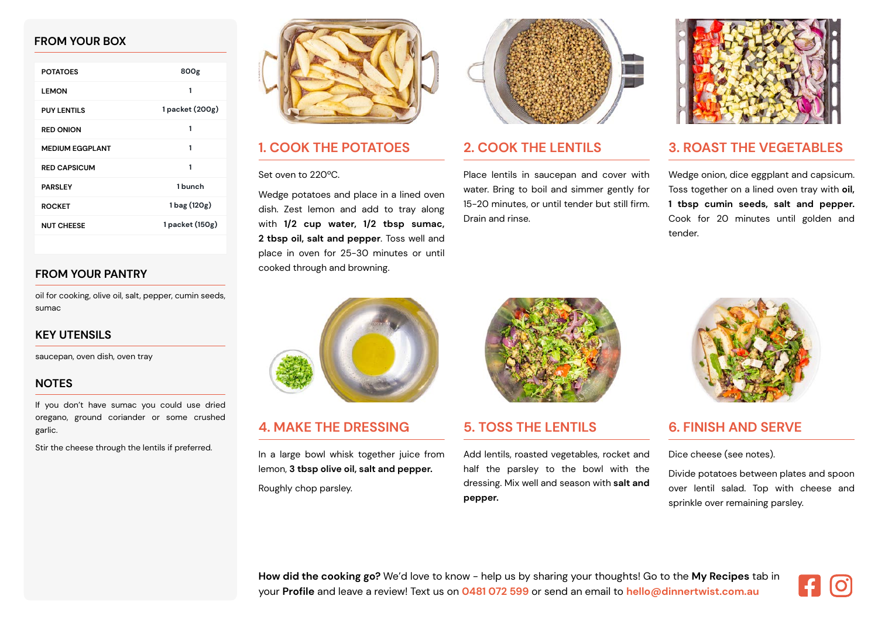## FROM YOUR BOX

| | |
|---|---|
| POTATOES | 800g |
| LEMON | 1 |
| PUY LENTILS | 1 packet (200g) |
| RED ONION | 1 |
| MEDIUM EGGPLANT | 1 |
| RED CAPSICUM | 1 |
| PARSLEY | 1 bunch |
| ROCKET | 1 bag (120g) |
| NUT CHEESE | 1 packet (150g) |

## FROM YOUR PANTRY

oil for cooking, olive oil, salt, pepper, cumin seeds, sumac

## KEY UTENSILS

saucepan, oven dish, oven tray

## NOTES

If you don't have sumac you could use dried oregano, ground coriander or some crushed garlic.

Stir the cheese through the lentils if preferred.

## 1. COOK THE POTATOES

Set oven to 220°C.

Wedge potatoes and place in a lined oven dish. Zest lemon and add to tray along with **1/2 cup water, 1/2 tbsp sumac, 2 tbsp oil, salt and pepper**. Toss well and place in oven for 25-30 minutes or until cooked through and browning.

## 2. COOK THE LENTILS

Place lentils in saucepan and cover with water. Bring to boil and simmer gently for 15-20 minutes, or until tender but still firm. Drain and rinse.

## 3. ROAST THE VEGETABLES

Wedge onion, dice eggplant and capsicum. Toss together on a lined oven tray with **oil, 1 tbsp cumin seeds, salt and pepper.** Cook for 20 minutes until golden and tender.

## 4. MAKE THE DRESSING

In a large bowl whisk together juice from lemon, **3 tbsp olive oil, salt and pepper.**

Roughly chop parsley.

## 5. TOSS THE LENTILS

Add lentils, roasted vegetables, rocket and half the parsley to the bowl with the dressing. Mix well and season with **salt and pepper.**

## 6. FINISH AND SERVE

Dice cheese (see notes).

Divide potatoes between plates and spoon over lentil salad. Top with cheese and sprinkle over remaining parsley.

**How did the cooking go?** We'd love to know - help us by sharing your thoughts! Go to the **My Recipes** tab in your **Profile** and leave a review! Text us on 0481 072 599 or send an email to hello@dinnertwist.com.au